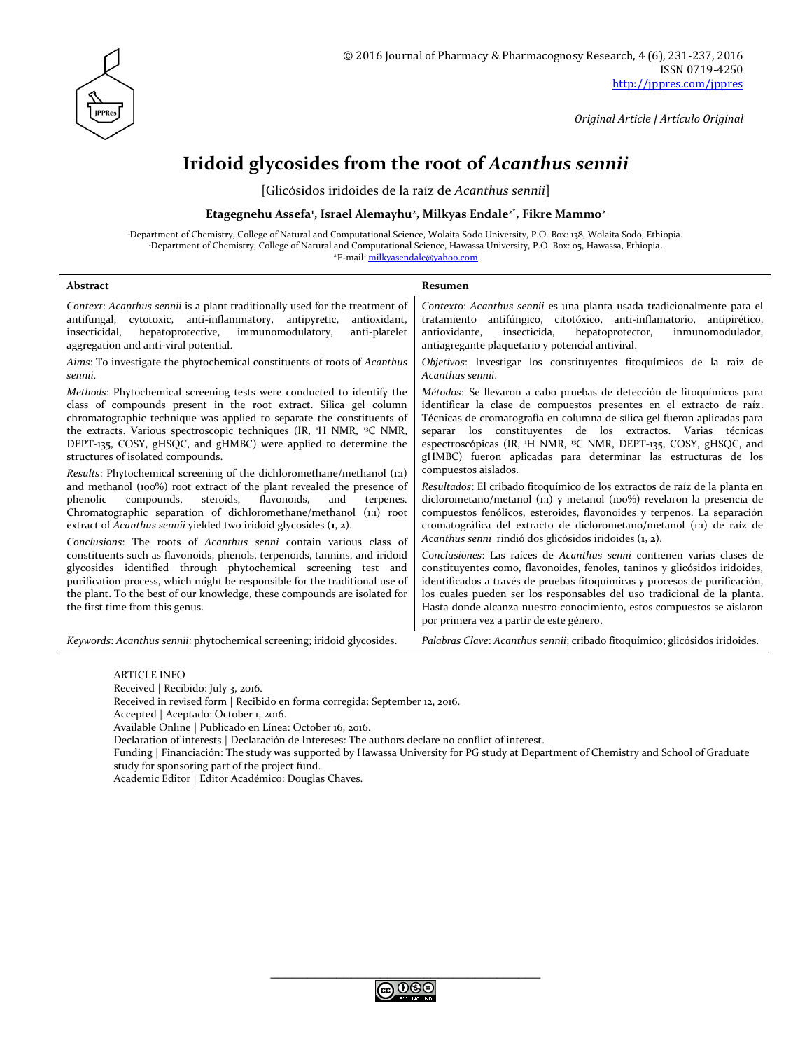Original Article | Artículo Original

# Iridoid glycosides from the root of *Acanthus sennii*

[Glicósidos iridoides de la raíz de *Acanthus sennii*]

**Etagegnehu Assefa[1], Israel Alemayhu[2], Milkyas Endale[2*], Fikre Mammo[2]**

[1]Department of Chemistry, College of Natural and Computational Science, Wolaita Sodo University, P.O. Box: 138, Wolaita Sodo, Ethiopia.
[2]Department of Chemistry, College of Natural and Computational Science, Hawassa University, P.O. Box: 05, Hawassa, Ethiopia.
*E-mail: milkyasendale@yahoo.com

### Abstract

*Context*: *Acanthus sennii* is a plant traditionally used for the treatment of antifungal, cytotoxic, anti-inflammatory, antipyretic, antioxidant, insecticidal, hepatoprotective, immunomodulatory, anti-platelet aggregation and anti-viral potential.

*Aims*: To investigate the phytochemical constituents of roots of *Acanthus sennii*.

*Methods*: Phytochemical screening tests were conducted to identify the class of compounds present in the root extract. Silica gel column chromatographic technique was applied to separate the constituents of the extracts. Various spectroscopic techniques (IR, $^1$H NMR, $^{13}$C NMR, DEPT-135, COSY, gHSQC, and gHMBC) were applied to determine the structures of isolated compounds.

*Results*: Phytochemical screening of the dichloromethane/methanol (1:1) and methanol (100%) root extract of the plant revealed the presence of phenolic compounds, steroids, flavonoids, and terpenes. Chromatographic separation of dichloromethane/methanol (1:1) root extract of *Acanthus sennii* yielded two iridoid glycosides (**1**, **2**).

*Conclusions*: The roots of *Acanthus senni* contain various class of constituents such as flavonoids, phenols, terpenoids, tannins, and iridoid glycosides identified through phytochemical screening test and purification process, which might be responsible for the traditional use of the plant. To the best of our knowledge, these compounds are isolated for the first time from this genus.

*Keywords*: *Acanthus sennii;* phytochemical screening; iridoid glycosides.

### Resumen

*Contexto*: *Acanthus sennii* es una planta usada tradicionalmente para el tratamiento antifúngico, citotóxico, anti-inflamatorio, antipirético, antioxidante, insecticida, hepatoprotector, inmunomodulador, antiagregante plaquetario y potencial antiviral.

*Objetivos*: Investigar los constituyentes fitoquímicos de la raiz de *Acanthus sennii*.

*Métodos*: Se llevaron a cabo pruebas de detección de fitoquímicos para identificar la clase de compuestos presentes en el extracto de raíz. Técnicas de cromatografía en columna de sílica gel fueron aplicadas para separar los constituyentes de los extractos. Varias técnicas espectroscópicas (IR, $^1$H NMR, $^{13}$C NMR, DEPT-135, COSY, gHSQC, and gHMBC) fueron aplicadas para determinar las estructuras de los compuestos aislados.

*Resultados*: El cribado fitoquímico de los extractos de raíz de la planta en diclorometano/metanol (1:1) y metanol (100%) revelaron la presencia de compuestos fenólicos, esteroides, flavonoides y terpenos. La separación cromatográfica del extracto de diclorometano/metanol (1:1) de raíz de *Acanthus senni* rindió dos glicósidos iridoides (**1**, **2**).

*Conclusiones*: Las raíces de *Acanthus senni* contienen varias clases de constituyentes como, flavonoides, fenoles, taninos y glicósidos iridoides, identificados a través de pruebas fitoquímicas y procesos de purificación, los cuales pueden ser los responsables del uso tradicional de la planta. Hasta donde alcanza nuestro conocimiento, estos compuestos se aislaron por primera vez a partir de este género.

*Palabras Clave*: *Acanthus sennii*; cribado fitoquímico; glicósidos iridoides.

ARTICLE INFO
Received | Recibido: July 3, 2016.
Received in revised form | Recibido en forma corregida: September 12, 2016.
Accepted | Aceptado: October 1, 2016.
Available Online | Publicado en Línea: October 16, 2016.
Declaration of interests | Declaración de Intereses: The authors declare no conflict of interest.
Funding | Financiación: The study was supported by Hawassa University for PG study at Department of Chemistry and School of Graduate study for sponsoring part of the project fund.
Academic Editor | Editor Académico: Douglas Chaves.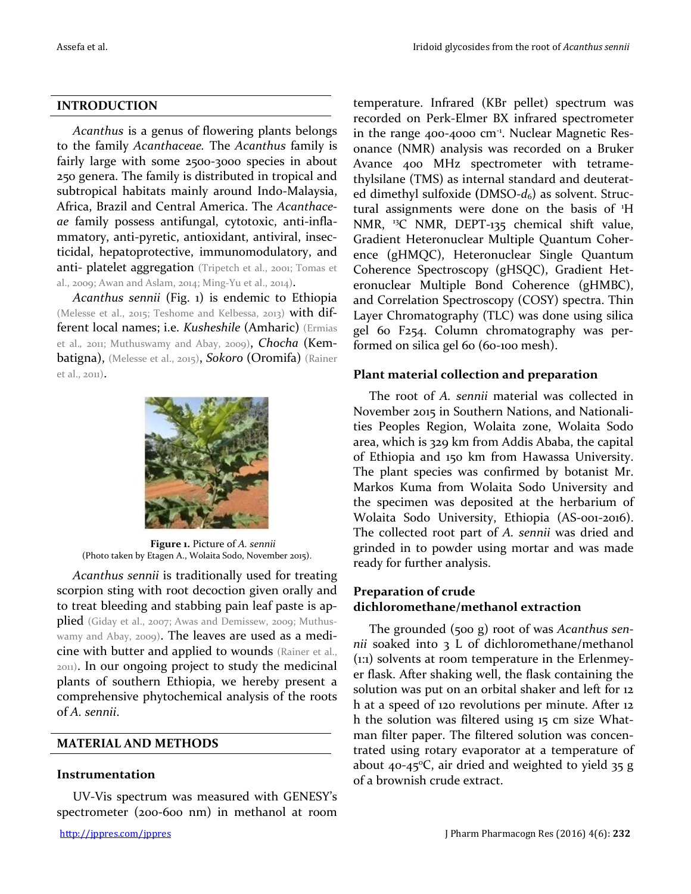## INTRODUCTION

*Acanthus* is a genus of flowering plants belongs to the family *Acanthaceae.* The *Acanthus* family is fairly large with some 2500-3000 species in about 250 genera. The family is distributed in tropical and subtropical habitats mainly around Indo-Malaysia, Africa, Brazil and Central America. The *Acanthaceae* family possess antifungal, cytotoxic, anti-inflammatory, anti-pyretic, antioxidant, antiviral, insecticidal, hepatoprotective, immunomodulatory, and anti- platelet aggregation (Tripetch et al., 2001; Tomas et al., 2009; Awan and Aslam, 2014; Ming-Yu et al., 2014).

*Acanthus sennii* (Fig. 1) is endemic to Ethiopia (Melesse et al., 2015; Teshome and Kelbessa, 2013) with different local names; i.e. *Kusheshile* (Amharic) (Ermias et al., 2011; Muthuswamy and Abay, 2009), *Chocha* (Kembatigna), (Melesse et al., 2015), *Sokoro* (Oromifa) (Rainer et al., 2011).

**Figure 1.** Picture of *A. sennii*
(Photo taken by Etagen A., Wolaita Sodo, November 2015).

*Acanthus sennii* is traditionally used for treating scorpion sting with root decoction given orally and to treat bleeding and stabbing pain leaf paste is applied (Giday et al., 2007; Awas and Demissew, 2009; Muthuswamy and Abay, 2009). The leaves are used as a medicine with butter and applied to wounds (Rainer et al., 2011). In our ongoing project to study the medicinal plants of southern Ethiopia, we hereby present a comprehensive phytochemical analysis of the roots of *A. sennii*.

## MATERIAL AND METHODS

### Instrumentation

UV-Vis spectrum was measured with GENESY's spectrometer (200-600 nm) in methanol at room temperature. Infrared (KBr pellet) spectrum was recorded on Perk-Elmer BX infrared spectrometer in the range 400-4000 cm$^{-1}$. Nuclear Magnetic Resonance (NMR) analysis was recorded on a Bruker Avance 400 MHz spectrometer with tetramethylsilane (TMS) as internal standard and deuterated dimethyl sulfoxide (DMSO-$d_6$) as solvent. Structural assignments were done on the basis of $^1$H NMR, $^{13}$C NMR, DEPT-135 chemical shift value, Gradient Heteronuclear Multiple Quantum Coherence (gHMQC), Heteronuclear Single Quantum Coherence Spectroscopy (gHSQC), Gradient Heteronuclear Multiple Bond Coherence (gHMBC), and Correlation Spectroscopy (COSY) spectra. Thin Layer Chromatography (TLC) was done using silica gel 60 F254. Column chromatography was performed on silica gel 60 (60-100 mesh).

### Plant material collection and preparation

The root of *A. sennii* material was collected in November 2015 in Southern Nations, and Nationalities Peoples Region, Wolaita zone, Wolaita Sodo area, which is 329 km from Addis Ababa, the capital of Ethiopia and 150 km from Hawassa University. The plant species was confirmed by botanist Mr. Markos Kuma from Wolaita Sodo University and the specimen was deposited at the herbarium of Wolaita Sodo University, Ethiopia (AS-001-2016). The collected root part of *A. sennii* was dried and grinded in to powder using mortar and was made ready for further analysis.

### Preparation of crude dichloromethane/methanol extraction

The grounded (500 g) root of was *Acanthus sennii* soaked into 3 L of dichloromethane/methanol (1:1) solvents at room temperature in the Erlenmeyer flask. After shaking well, the flask containing the solution was put on an orbital shaker and left for 12 h at a speed of 120 revolutions per minute. After 12 h the solution was filtered using 15 cm size Whatman filter paper. The filtered solution was concentrated using rotary evaporator at a temperature of about 40-45ºC, air dried and weighted to yield 35 g of a brownish crude extract.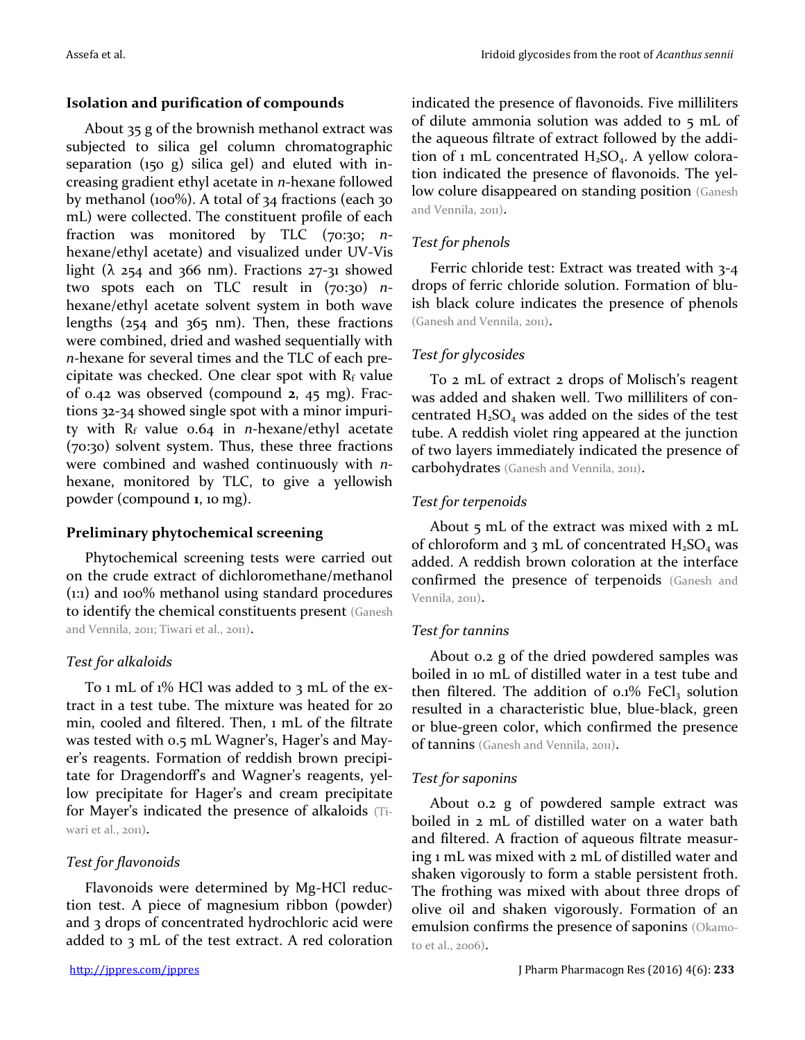### Isolation and purification of compounds

About 35 g of the brownish methanol extract was subjected to silica gel column chromatographic separation (150 g) silica gel) and eluted with increasing gradient ethyl acetate in *n*-hexane followed by methanol (100%). A total of 34 fractions (each 30 mL) were collected. The constituent profile of each fraction was monitored by TLC (70:30; *n*-hexane/ethyl acetate) and visualized under UV-Vis light (λ 254 and 366 nm). Fractions 27-31 showed two spots each on TLC result in (70:30) *n*-hexane/ethyl acetate solvent system in both wave lengths (254 and 365 nm). Then, these fractions were combined, dried and washed sequentially with *n*-hexane for several times and the TLC of each precipitate was checked. One clear spot with $R_f$ value of 0.42 was observed (compound **2**, 45 mg). Fractions 32-34 showed single spot with a minor impurity with $R_f$ value 0.64 in *n*-hexane/ethyl acetate (70:30) solvent system. Thus, these three fractions were combined and washed continuously with *n*-hexane, monitored by TLC, to give a yellowish powder (compound **1**, 10 mg).

### Preliminary phytochemical screening

Phytochemical screening tests were carried out on the crude extract of dichloromethane/methanol (1:1) and 100% methanol using standard procedures to identify the chemical constituents present (Ganesh and Vennila, 2011; Tiwari et al., 2011).

#### *Test for alkaloids*

To 1 mL of 1% HCl was added to 3 mL of the extract in a test tube. The mixture was heated for 20 min, cooled and filtered. Then, 1 mL of the filtrate was tested with 0.5 mL Wagner's, Hager's and Mayer's reagents. Formation of reddish brown precipitate for Dragendorff's and Wagner's reagents, yellow precipitate for Hager's and cream precipitate for Mayer's indicated the presence of alkaloids (Tiwari et al., 2011).

#### *Test for flavonoids*

Flavonoids were determined by Mg-HCl reduction test. A piece of magnesium ribbon (powder) and 3 drops of concentrated hydrochloric acid were added to 3 mL of the test extract. A red coloration indicated the presence of flavonoids. Five milliliters of dilute ammonia solution was added to 5 mL of the aqueous filtrate of extract followed by the addition of 1 mL concentrated $H_2SO_4$. A yellow coloration indicated the presence of flavonoids. The yellow colure disappeared on standing position (Ganesh and Vennila, 2011).

#### *Test for phenols*

Ferric chloride test: Extract was treated with 3-4 drops of ferric chloride solution. Formation of bluish black colure indicates the presence of phenols (Ganesh and Vennila, 2011).

#### *Test for glycosides*

To 2 mL of extract 2 drops of Molisch's reagent was added and shaken well. Two milliliters of concentrated $H_2SO_4$ was added on the sides of the test tube. A reddish violet ring appeared at the junction of two layers immediately indicated the presence of carbohydrates (Ganesh and Vennila, 2011).

#### *Test for terpenoids*

About 5 mL of the extract was mixed with 2 mL of chloroform and 3 mL of concentrated $H_2SO_4$ was added. A reddish brown coloration at the interface confirmed the presence of terpenoids (Ganesh and Vennila, 2011).

#### *Test for tannins*

About 0.2 g of the dried powdered samples was boiled in 10 mL of distilled water in a test tube and then filtered. The addition of 0.1% $FeCl_3$ solution resulted in a characteristic blue, blue-black, green or blue-green color, which confirmed the presence of tannins (Ganesh and Vennila, 2011).

#### *Test for saponins*

About 0.2 g of powdered sample extract was boiled in 2 mL of distilled water on a water bath and filtered. A fraction of aqueous filtrate measuring 1 mL was mixed with 2 mL of distilled water and shaken vigorously to form a stable persistent froth. The frothing was mixed with about three drops of olive oil and shaken vigorously. Formation of an emulsion confirms the presence of saponins (Okamoto et al., 2006).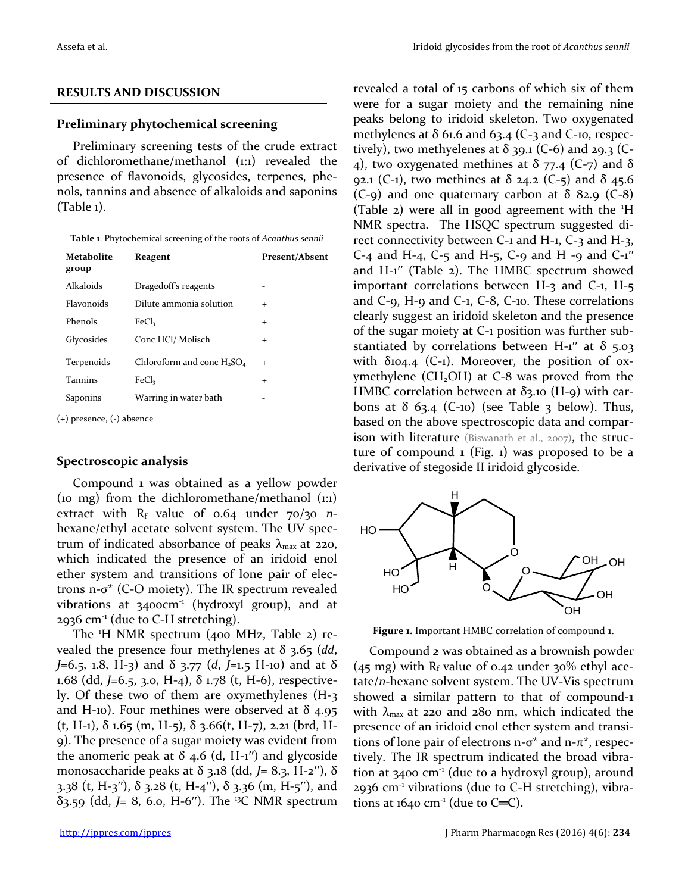## RESULTS AND DISCUSSION

### Preliminary phytochemical screening

Preliminary screening tests of the crude extract of dichloromethane/methanol (1:1) revealed the presence of flavonoids, glycosides, terpenes, phenols, tannins and absence of alkaloids and saponins (Table 1).

**Table 1**. Phytochemical screening of the roots of *Acanthus sennii*

| Metabolite group | Reagent | Present/Absent |
|---|---|---|
| Alkaloids | Dragedoff's reagents | - |
| Flavonoids | Dilute ammonia solution | + |
| Phenols | $FeCl_3$ | + |
| Glycosides | Conc HCl/ Molisch | + |
| Terpenoids | Chloroform and conc $H_2SO_4$ | + |
| Tannins | $FeCl_3$ | + |
| Saponins | Warring in water bath | - |

(+) presence, (-) absence

### Spectroscopic analysis

Compound **1** was obtained as a yellow powder (10 mg) from the dichloromethane/methanol (1:1) extract with $R_f$ value of 0.64 under 70/30 *n*-hexane/ethyl acetate solvent system. The UV spectrum of indicated absorbance of peaks $\lambda_{max}$ at 220, which indicated the presence of an iridoid enol ether system and transitions of lone pair of electrons n-σ* (C-O moiety). The IR spectrum revealed vibrations at 3400cm$^{-1}$ (hydroxyl group), and at 2936 cm$^{-1}$ (due to C-H stretching).

The $^1$H NMR spectrum (400 MHz, Table 2) revealed the presence four methylenes at δ 3.65 (*dd*, *J*=6.5, 1.8, H-3) and δ 3.77 (*d*, *J*=1.5 H-10) and at δ 1.68 (dd, *J*=6.5, 3.0, H-4), δ 1.78 (t, H-6), respectively. Of these two of them are oxymethylenes (H-3 and H-10). Four methines were observed at δ 4.95 (t, H-1), δ 1.65 (m, H-5), δ 3.66(t, H-7), 2.21 (brd, H-9). The presence of a sugar moiety was evident from the anomeric peak at δ 4.6 (d, H-1′′) and glycoside monosaccharide peaks at δ 3.18 (dd, *J*= 8.3, H-2′′), δ 3.38 (t, H-3′′), δ 3.28 (t, H-4′′), δ 3.36 (m, H-5′′), and δ3.59 (dd, *J*= 8, 6.0, H-6′′). The $^{13}$C NMR spectrum revealed a total of 15 carbons of which six of them were for a sugar moiety and the remaining nine peaks belong to iridoid skeleton. Two oxygenated methylenes at δ 61.6 and 63.4 (C-3 and C-10, respectively), two methyelenes at δ 39.1 (C-6) and 29.3 (C-4), two oxygenated methines at δ 77.4 (C-7) and δ 92.1 (C-1), two methines at δ 24.2 (C-5) and δ 45.6 (C-9) and one quaternary carbon at δ 82.9 (C-8) (Table 2) were all in good agreement with the $^1$H NMR spectra. The HSQC spectrum suggested direct connectivity between C-1 and H-1, C-3 and H-3, C-4 and H-4, C-5 and H-5, C-9 and H -9 and C-1′′ and H-1′′ (Table 2). The HMBC spectrum showed important correlations between H-3 and C-1, H-5 and C-9, H-9 and C-1, C-8, C-10. These correlations clearly suggest an iridoid skeleton and the presence of the sugar moiety at C-1 position was further substantiated by correlations between H-1′′ at δ 5.03 with δ104.4 (C-1). Moreover, the position of oxymethylene ($CH_2OH$) at C-8 was proved from the HMBC correlation between at δ3.10 (H-9) with carbons at δ 63.4 (C-10) (see Table 3 below). Thus, based on the above spectroscopic data and comparison with literature (Biswanath et al., 2007), the structure of compound **1** (Fig. 1) was proposed to be a derivative of stegoside II iridoid glycoside.

**Figure 1.** Important HMBC correlation of compound **1**.

Compound **2** was obtained as a brownish powder (45 mg) with $R_f$ value of 0.42 under 30% ethyl acetate/*n*-hexane solvent system. The UV-Vis spectrum showed a similar pattern to that of compound-**1** with $\lambda_{max}$ at 220 and 280 nm, which indicated the presence of an iridoid enol ether system and transitions of lone pair of electrons n-σ* and n-π*, respectively. The IR spectrum indicated the broad vibration at 3400 cm$^{-1}$ (due to a hydroxyl group), around 2936 cm$^{-1}$ vibrations (due to C-H stretching), vibrations at 1640 cm$^{-1}$ (due to C=C).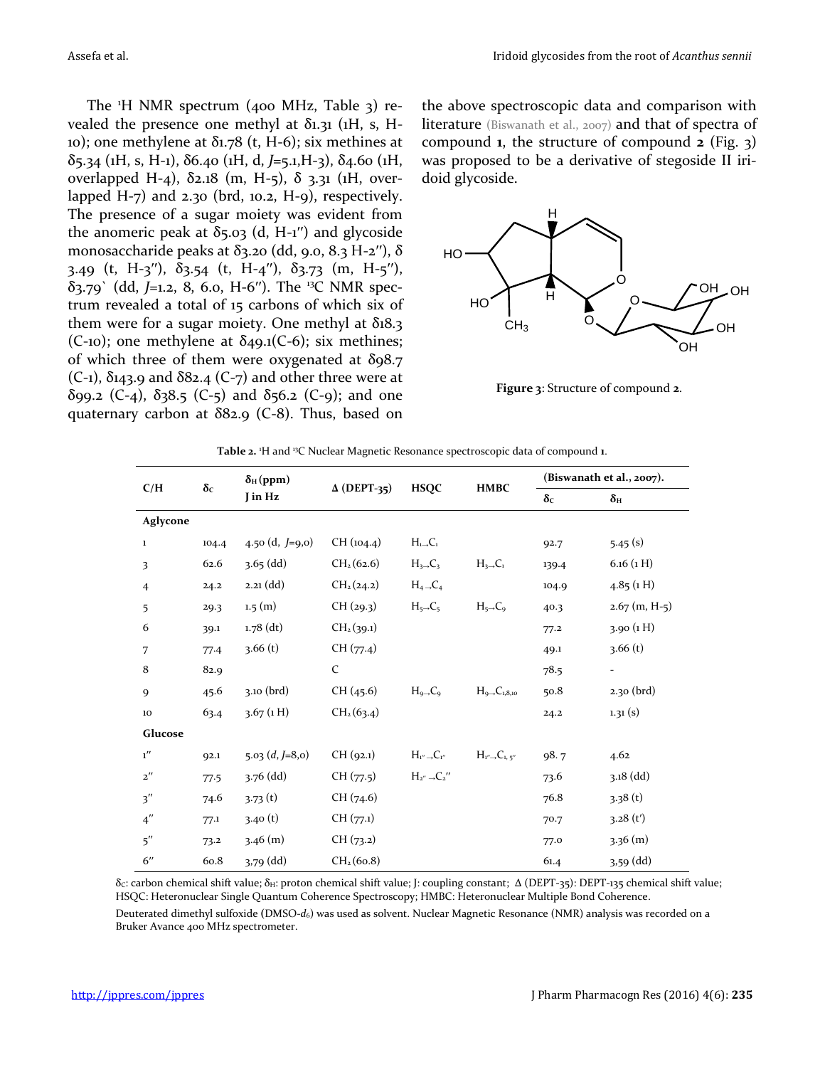The $^1$H NMR spectrum (400 MHz, Table 3) revealed the presence one methyl at δ1.31 (1H, s, H-10); one methylene at δ1.78 (t, H-6); six methines at δ5.34 (1H, s, H-1), δ6.40 (1H, d, *J*=5.1,H-3), δ4.60 (1H, overlapped H-4), δ2.18 (m, H-5), δ 3.31 (1H, overlapped H-7) and 2.30 (brd, 10.2, H-9), respectively. The presence of a sugar moiety was evident from the anomeric peak at δ5.03 (d, H-1″) and glycoside monosaccharide peaks at δ3.20 (dd, 9.0, 8.3 H-2″), δ 3.49 (t, H-3″), δ3.54 (t, H-4″), δ3.73 (m, H-5″), δ3.79` (dd, *J*=1.2, 8, 6.0, H-6″). The $^{13}$C NMR spectrum revealed a total of 15 carbons of which six of them were for a sugar moiety. One methyl at δ18.3 (C-10); one methylene at δ49.1(C-6); six methines; of which three of them were oxygenated at δ98.7 (C-1), δ143.9 and δ82.4 (C-7) and other three were at δ99.2 (C-4), δ38.5 (C-5) and δ56.2 (C-9); and one quaternary carbon at δ82.9 (C-8). Thus, based on the above spectroscopic data and comparison with literature (Biswanath et al., 2007) and that of spectra of compound **1**, the structure of compound **2** (Fig. 3) was proposed to be a derivative of stegoside II iridoid glycoside.

**Figure 3**: Structure of compound **2**.

**Table 2.** $^1$H and $^{13}$C Nuclear Magnetic Resonance spectroscopic data of compound **1**.

| C/H | $\delta_C$ | $\delta_H$ (ppm) J in Hz | Δ (DEPT-35) | HSQC | HMBC | (Biswanath et al., 2007). | |
|---|---|---|---|---|---|---|---|
| | | | | | | $\delta_C$ | $\delta_H$ |
| **Aglycone** | | | | | | | |
| 1 | 104.4 | 4.50 (d, *J*=9,0) | CH (104.4) | $H_1 \rightarrow C_1$ | | 92.7 | 5.45 (s) |
| 3 | 62.6 | 3.65 (dd) | $CH_2$ (62.6) | $H_3 \rightarrow C_3$ | $H_3 \rightarrow C_1$ | 139.4 | 6.16 (1 H) |
| 4 | 24.2 | 2.21 (dd) | $CH_2$ (24.2) | $H_4 \rightarrow C_4$ | | 104.9 | 4.85 (1 H) |
| 5 | 29.3 | 1.5 (m) | CH (29.3) | $H_5 \rightarrow C_5$ | $H_5 \rightarrow C_9$ | 40.3 | 2.67 (m, H-5) |
| 6 | 39.1 | 1.78 (dt) | $CH_2$ (39.1) | | | 77.2 | 3.90 (1 H) |
| 7 | 77.4 | 3.66 (t) | CH (77.4) | | | 49.1 | 3.66 (t) |
| 8 | 82.9 | | C | | | 78.5 | - |
| 9 | 45.6 | 3.10 (brd) | CH (45.6) | $H_9 \rightarrow C_9$ | $H_9 \rightarrow C_{1,8,10}$ | 50.8 | 2.30 (brd) |
| 10 | 63.4 | 3.67 (1 H) | $CH_2$ (63.4) | | | 24.2 | 1.31 (s) |
| **Glucose** | | | | | | | |
| 1″ | 92.1 | 5.03 (*d*, *J*=8,0) | CH (92.1) | $H_{1''} \rightarrow C_{1''}$ | $H_{1''} \rightarrow C_{1,5''}$ | 98.7 | 4.62 |
| 2″ | 77.5 | 3.76 (dd) | CH (77.5) | $H_{2''} \rightarrow C_{2''}$ | | 73.6 | 3.18 (dd) |
| 3″ | 74.6 | 3.73 (t) | CH (74.6) | | | 76.8 | 3.38 (t) |
| 4″ | 77.1 | 3.40 (t) | CH (77.1) | | | 70.7 | 3.28 (t′) |
| 5″ | 73.2 | 3.46 (m) | CH (73.2) | | | 77.0 | 3.36 (m) |
| 6″ | 60.8 | 3,79 (dd) | $CH_2$ (60.8) | | | 61.4 | 3,59 (dd) |

$\delta_C$: carbon chemical shift value; $\delta_H$: proton chemical shift value; J: coupling constant; Δ (DEPT-35): DEPT-135 chemical shift value; HSQC: Heteronuclear Single Quantum Coherence Spectroscopy; HMBC: Heteronuclear Multiple Bond Coherence.

Deuterated dimethyl sulfoxide (DMSO-$d_6$) was used as solvent. Nuclear Magnetic Resonance (NMR) analysis was recorded on a Bruker Avance 400 MHz spectrometer.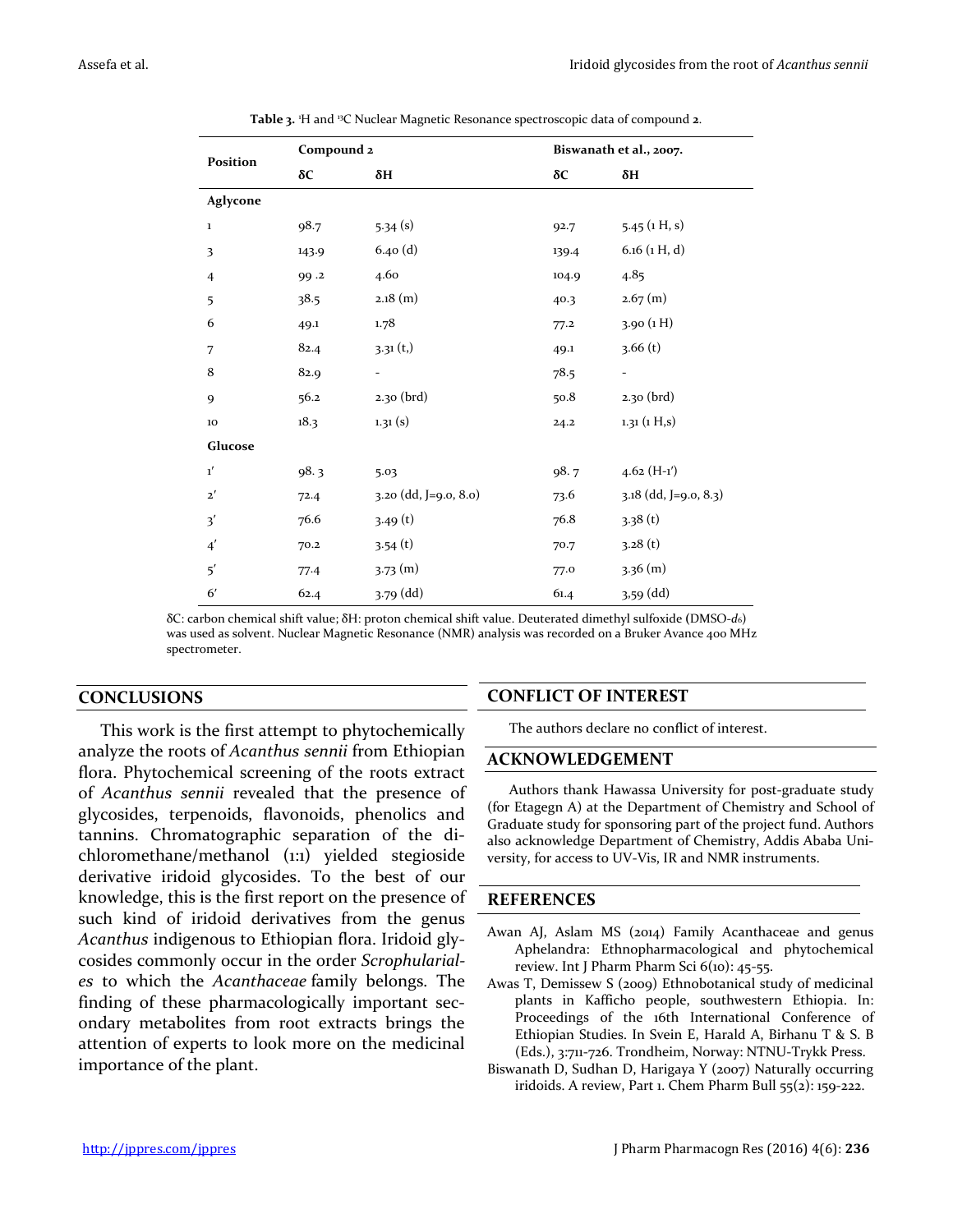**Table 3.** [1]H and [13]C Nuclear Magnetic Resonance spectroscopic data of compound **2**.

| Position | Compound 2 | | Biswanath et al., 2007. | |
|---|---|---|---|---|
| | δC | δH | δC | δH |
| **Aglycone** | | | | |
| 1 | 98.7 | 5.34 (s) | 92.7 | 5.45 (1 H, s) |
| 3 | 143.9 | 6.40 (d) | 139.4 | 6.16 (1 H, d) |
| 4 | 99 .2 | 4.60 | 104.9 | 4.85 |
| 5 | 38.5 | 2.18 (m) | 40.3 | 2.67 (m) |
| 6 | 49.1 | 1.78 | 77.2 | 3.90 (1 H) |
| 7 | 82.4 | 3.31 (t,) | 49.1 | 3.66 (t) |
| 8 | 82.9 | - | 78.5 | - |
| 9 | 56.2 | 2.30 (brd) | 50.8 | 2.30 (brd) |
| 10 | 18.3 | 1.31 (s) | 24.2 | 1.31 (1 H,s) |
| **Glucose** | | | | |
| 1′ | 98. 3 | 5.03 | 98. 7 | 4.62 (H-1′) |
| 2′ | 72.4 | 3.20 (dd, J=9.0, 8.0) | 73.6 | 3.18 (dd, J=9.0, 8.3) |
| 3′ | 76.6 | 3.49 (t) | 76.8 | 3.38 (t) |
| 4′ | 70.2 | 3.54 (t) | 70.7 | 3.28 (t) |
| 5′ | 77.4 | 3.73 (m) | 77.0 | 3.36 (m) |
| 6′ | 62.4 | 3.79 (dd) | 61.4 | 3,59 (dd) |

δC: carbon chemical shift value; δH: proton chemical shift value. Deuterated dimethyl sulfoxide (DMSO-$d_6$) was used as solvent. Nuclear Magnetic Resonance (NMR) analysis was recorded on a Bruker Avance 400 MHz spectrometer.

## CONCLUSIONS

This work is the first attempt to phytochemically analyze the roots of *Acanthus sennii* from Ethiopian flora. Phytochemical screening of the roots extract of *Acanthus sennii* revealed that the presence of glycosides, terpenoids, flavonoids, phenolics and tannins. Chromatographic separation of the dichloromethane/methanol (1:1) yielded stegioside derivative iridoid glycosides. To the best of our knowledge, this is the first report on the presence of such kind of iridoid derivatives from the genus *Acanthus* indigenous to Ethiopian flora. Iridoid glycosides commonly occur in the order *Scrophulariales* to which the *Acanthaceae* family belongs. The finding of these pharmacologically important secondary metabolites from root extracts brings the attention of experts to look more on the medicinal importance of the plant.

## CONFLICT OF INTEREST

The authors declare no conflict of interest.

## ACKNOWLEDGEMENT

Authors thank Hawassa University for post-graduate study (for Etagegn A) at the Department of Chemistry and School of Graduate study for sponsoring part of the project fund. Authors also acknowledge Department of Chemistry, Addis Ababa University, for access to UV-Vis, IR and NMR instruments.

## REFERENCES

Awan AJ, Aslam MS (2014) Family Acanthaceae and genus Aphelandra: Ethnopharmacological and phytochemical review. Int J Pharm Pharm Sci 6(10): 45-55.

Awas T, Demissew S (2009) Ethnobotanical study of medicinal plants in Kafficho people, southwestern Ethiopia. In: Proceedings of the 16th International Conference of Ethiopian Studies. In Svein E, Harald A, Birhanu T & S. B (Eds.), 3:711-726. Trondheim, Norway: NTNU-Trykk Press.

Biswanath D, Sudhan D, Harigaya Y (2007) Naturally occurring iridoids. A review, Part 1. Chem Pharm Bull 55(2): 159-222.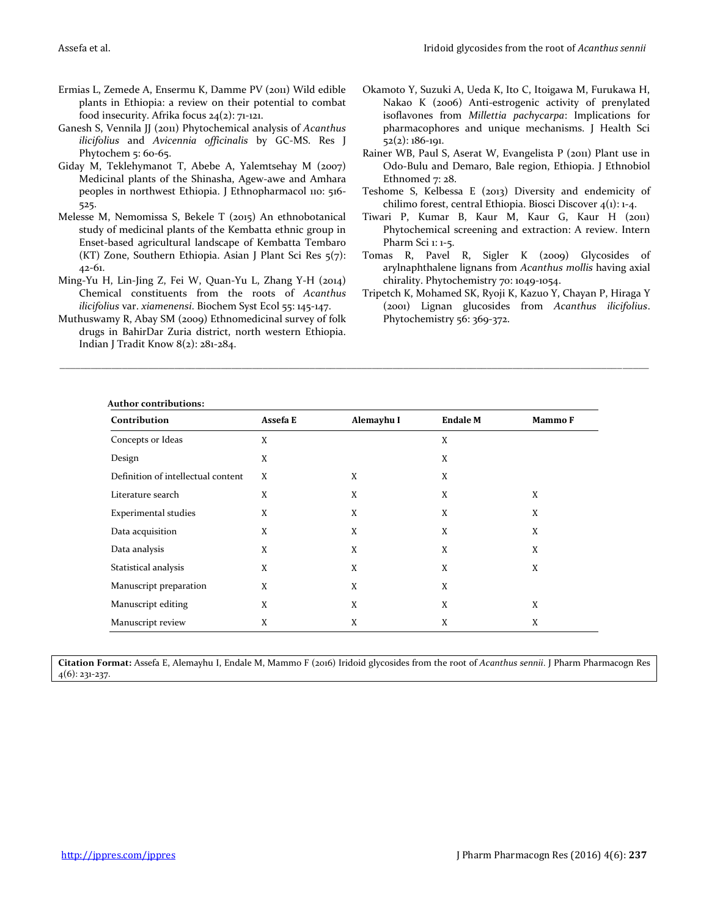Ermias L, Zemede A, Ensermu K, Damme PV (2011) Wild edible plants in Ethiopia: a review on their potential to combat food insecurity. Afrika focus 24(2): 71-121.

Ganesh S, Vennila JJ (2011) Phytochemical analysis of *Acanthus ilicifolius* and *Avicennia officinalis* by GC-MS. Res J Phytochem 5: 60-65.

Giday M, Teklehymanot T, Abebe A, Yalemtsehay M (2007) Medicinal plants of the Shinasha, Agew-awe and Amhara peoples in northwest Ethiopia. J Ethnopharmacol 110: 516-525.

Melesse M, Nemomissa S, Bekele T (2015) An ethnobotanical study of medicinal plants of the Kembatta ethnic group in Enset-based agricultural landscape of Kembatta Tembaro (KT) Zone, Southern Ethiopia. Asian J Plant Sci Res 5(7): 42-61.

Ming-Yu H, Lin-Jing Z, Fei W, Quan-Yu L, Zhang Y-H (2014) Chemical constituents from the roots of *Acanthus ilicifolius* var. *xiamenensi*. Biochem Syst Ecol 55: 145-147.

Muthuswamy R, Abay SM (2009) Ethnomedicinal survey of folk drugs in BahirDar Zuria district, north western Ethiopia. Indian J Tradit Know 8(2): 281-284.

Okamoto Y, Suzuki A, Ueda K, Ito C, Itoigawa M, Furukawa H, Nakao K (2006) Anti-estrogenic activity of prenylated isoflavones from *Millettia pachycarpa*: Implications for pharmacophores and unique mechanisms. J Health Sci 52(2): 186-191.

Rainer WB, Paul S, Aserat W, Evangelista P (2011) Plant use in Odo-Bulu and Demaro, Bale region, Ethiopia. J Ethnobiol Ethnomed 7: 28.

Teshome S, Kelbessa E (2013) Diversity and endemicity of chilimo forest, central Ethiopia. Biosci Discover 4(1): 1-4.

Tiwari P, Kumar B, Kaur M, Kaur G, Kaur H (2011) Phytochemical screening and extraction: A review. Intern Pharm Sci 1: 1-5.

Tomas R, Pavel R, Sigler K (2009) Glycosides of arylnaphthalene lignans from *Acanthus mollis* having axial chirality. Phytochemistry 70: 1049-1054.

Tripetch K, Mohamed SK, Ryoji K, Kazuo Y, Chayan P, Hiraga Y (2001) Lignan glucosides from *Acanthus ilicifolius*. Phytochemistry 56: 369-372.

**Author contributions:**

| Contribution | Assefa E | Alemayhu I | Endale M | Mammo F |
|---|---|---|---|---|
| Concepts or Ideas | X | | X | |
| Design | X | | X | |
| Definition of intellectual content | X | X | X | |
| Literature search | X | X | X | X |
| Experimental studies | X | X | X | X |
| Data acquisition | X | X | X | X |
| Data analysis | X | X | X | X |
| Statistical analysis | X | X | X | X |
| Manuscript preparation | X | X | X | |
| Manuscript editing | X | X | X | X |
| Manuscript review | X | X | X | X |

**Citation Format:** Assefa E, Alemayhu I, Endale M, Mammo F (2016) Iridoid glycosides from the root of *Acanthus sennii*. J Pharm Pharmacogn Res 4(6): 231-237.